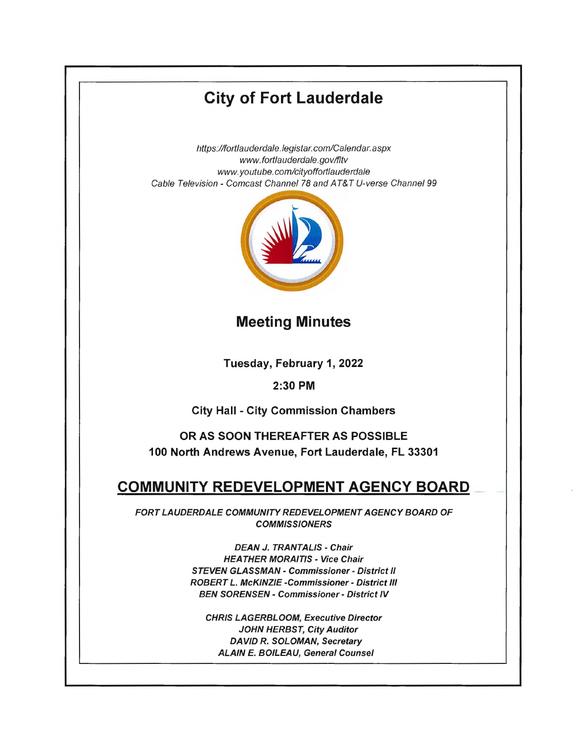# City of Fort Lauderdale

*https://fortlauderdale.legistar.com/Calendar.aspx*
*www.fortlauderdale.gov/fltv*
*www.youtube.com/cityoffortlauderdale*
*Cable Television - Comcast Channel 78 and AT&T U-verse Channel 99*

## Meeting Minutes

**Tuesday, February 1, 2022**

**2:30 PM**

**City Hall - City Commission Chambers**

**OR AS SOON THEREAFTER AS POSSIBLE**
**100 North Andrews Avenue, Fort Lauderdale, FL 33301**

## COMMUNITY REDEVELOPMENT AGENCY BOARD

***FORT LAUDERDALE COMMUNITY REDEVELOPMENT AGENCY BOARD OF COMMISSIONERS***

***DEAN J. TRANTALIS - Chair***
***HEATHER MORAITIS - Vice Chair***
***STEVEN GLASSMAN - Commissioner - District II***
***ROBERT L. McKINZIE -Commissioner - District III***
***BEN SORENSEN - Commissioner - District IV***

***CHRIS LAGERBLOOM, Executive Director***
***JOHN HERBST, City Auditor***
***DAVID R. SOLOMAN, Secretary***
***ALAIN E. BOILEAU, General Counsel***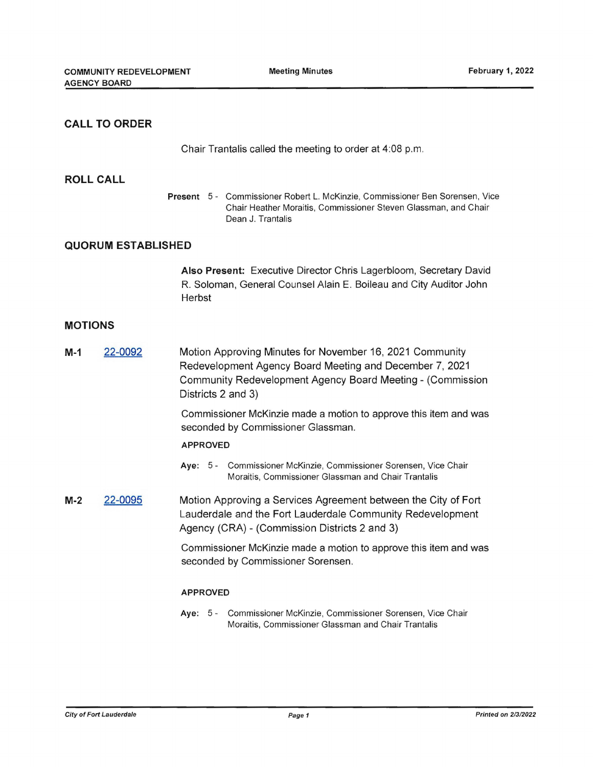## CALL TO ORDER

Chair Trantalis called the meeting to order at 4:08 p.m.

## ROLL CALL

**Present** 5 - Commissioner Robert L. McKinzie, Commissioner Ben Sorensen, Vice Chair Heather Moraitis, Commissioner Steven Glassman, and Chair Dean J. Trantalis

## QUORUM ESTABLISHED

**Also Present:** Executive Director Chris Lagerbloom, Secretary David R. Soloman, General Counsel Alain E. Boileau and City Auditor John Herbst

## MOTIONS

**M-1** 22-0092 Motion Approving Minutes for November 16, 2021 Community Redevelopment Agency Board Meeting and December 7, 2021 Community Redevelopment Agency Board Meeting - (Commission Districts 2 and 3)

Commissioner McKinzie made a motion to approve this item and was seconded by Commissioner Glassman.

**APPROVED**

**Aye:** 5 - Commissioner McKinzie, Commissioner Sorensen, Vice Chair Moraitis, Commissioner Glassman and Chair Trantalis

**M-2** 22-0095 Motion Approving a Services Agreement between the City of Fort Lauderdale and the Fort Lauderdale Community Redevelopment Agency (CRA) - (Commission Districts 2 and 3)

Commissioner McKinzie made a motion to approve this item and was seconded by Commissioner Sorensen.

**APPROVED**

**Aye:** 5 - Commissioner McKinzie, Commissioner Sorensen, Vice Chair Moraitis, Commissioner Glassman and Chair Trantalis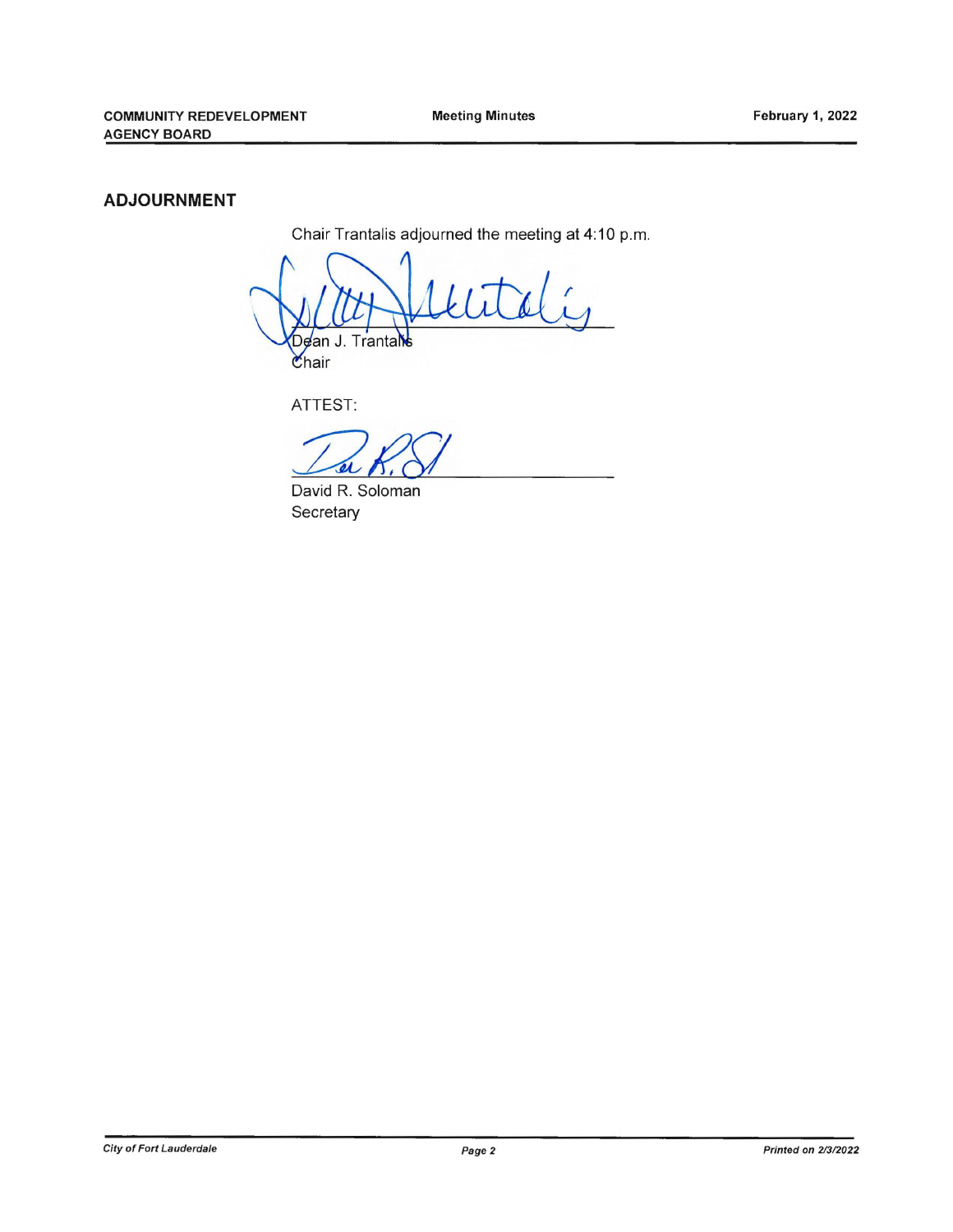## ADJOURNMENT

Chair Trantalis adjourned the meeting at 4:10 p.m.

Dean J. Trantalis
Chair

ATTEST:

David R. Soloman
Secretary